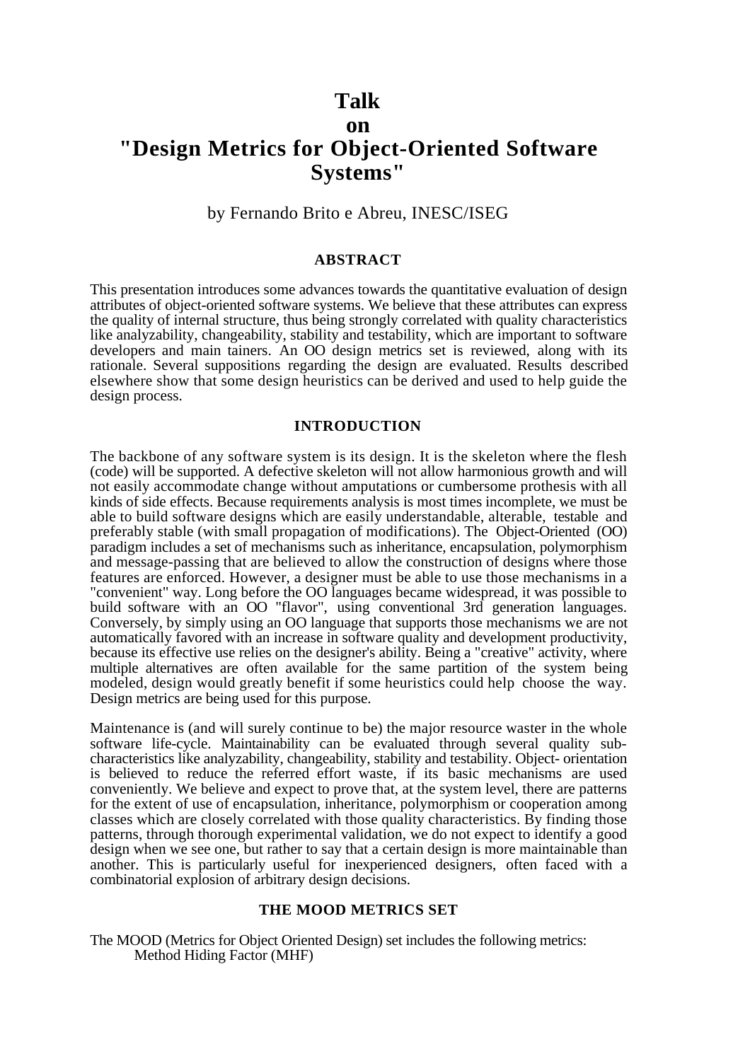# Talk on "Design Metrics for Object-Oriented Software Systems"

by Fernando Brito e Abreu, INESC/ISEG

## ABSTRACT

This presentation introduces some advances towards the quantitative evaluation of design attributes of object-oriented software systems. We believe that these attributes can express the quality of internal structure, thus being strongly correlated with quality characteristics like analyzability, changeability, stability and testability, which are important to software developers and main tainers. An OO design metrics set is reviewed, along with its rationale. Several suppositions regarding the design are evaluated. Results described elsewhere show that some design heuristics can be derived and used to help guide the design process.

## INTRODUCTION

The backbone of any software system is its design. It is the skeleton where the flesh (code) will be supported. A defective skeleton will not allow harmonious growth and will not easily accommodate change without amputations or cumbersome prothesis with all kinds of side effects. Because requirements analysis is most times incomplete, we must be able to build software designs which are easily understandable, alterable, testable and preferably stable (with small propagation of modifications). The Object-Oriented (OO) paradigm includes a set of mechanisms such as inheritance, encapsulation, polymorphism and message-passing that are believed to allow the construction of designs where those features are enforced. However, a designer must be able to use those mechanisms in a "convenient" way. Long before the OO languages became widespread, it was possible to build software with an OO "flavor", using conventional 3rd generation languages. Conversely, by simply using an OO language that supports those mechanisms we are not automatically favored with an increase in software quality and development productivity, because its effective use relies on the designer's ability. Being a "creative" activity, where multiple alternatives are often available for the same partition of the system being modeled, design would greatly benefit if some heuristics could help choose the way. Design metrics are being used for this purpose.

Maintenance is (and will surely continue to be) the major resource waster in the whole software life-cycle. Maintainability can be evaluated through several quality sub-characteristics like analyzability, changeability, stability and testability. Object- orientation is believed to reduce the referred effort waste, if its basic mechanisms are used conveniently. We believe and expect to prove that, at the system level, there are patterns for the extent of use of encapsulation, inheritance, polymorphism or cooperation among classes which are closely correlated with those quality characteristics. By finding those patterns, through thorough experimental validation, we do not expect to identify a good design when we see one, but rather to say that a certain design is more maintainable than another. This is particularly useful for inexperienced designers, often faced with a combinatorial explosion of arbitrary design decisions.

## THE MOOD METRICS SET

The MOOD (Metrics for Object Oriented Design) set includes the following metrics:

- Method Hiding Factor (MHF)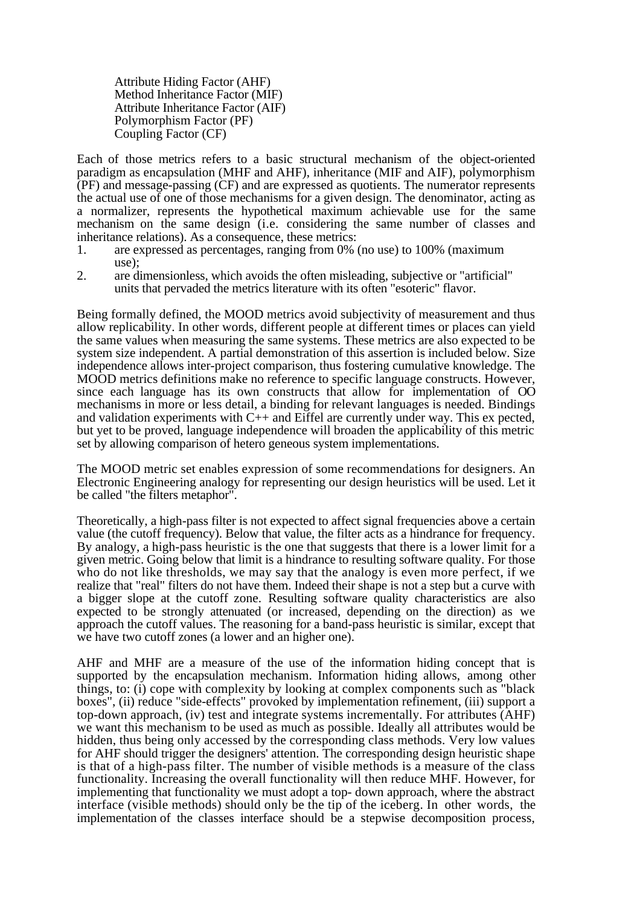Attribute Hiding Factor (AHF)
Method Inheritance Factor (MIF)
Attribute Inheritance Factor (AIF)
Polymorphism Factor (PF)
Coupling Factor (CF)

Each of those metrics refers to a basic structural mechanism of the object-oriented paradigm as encapsulation (MHF and AHF), inheritance (MIF and AIF), polymorphism (PF) and message-passing (CF) and are expressed as quotients. The numerator represents the actual use of one of those mechanisms for a given design. The denominator, acting as a normalizer, represents the hypothetical maximum achievable use for the same mechanism on the same design (i.e. considering the same number of classes and inheritance relations). As a consequence, these metrics:

1. are expressed as percentages, ranging from 0% (no use) to 100% (maximum use);
2. are dimensionless, which avoids the often misleading, subjective or "artificial" units that pervaded the metrics literature with its often "esoteric" flavor.

Being formally defined, the MOOD metrics avoid subjectivity of measurement and thus allow replicability. In other words, different people at different times or places can yield the same values when measuring the same systems. These metrics are also expected to be system size independent. A partial demonstration of this assertion is included below. Size independence allows inter-project comparison, thus fostering cumulative knowledge. The MOOD metrics definitions make no reference to specific language constructs. However, since each language has its own constructs that allow for implementation of OO mechanisms in more or less detail, a binding for relevant languages is needed. Bindings and validation experiments with C++ and Eiffel are currently under way. This ex pected, but yet to be proved, language independence will broaden the applicability of this metric set by allowing comparison of hetero geneous system implementations.

The MOOD metric set enables expression of some recommendations for designers. An Electronic Engineering analogy for representing our design heuristics will be used. Let it be called "the filters metaphor".

Theoretically, a high-pass filter is not expected to affect signal frequencies above a certain value (the cutoff frequency). Below that value, the filter acts as a hindrance for frequency. By analogy, a high-pass heuristic is the one that suggests that there is a lower limit for a given metric. Going below that limit is a hindrance to resulting software quality. For those who do not like thresholds, we may say that the analogy is even more perfect, if we realize that "real" filters do not have them. Indeed their shape is not a step but a curve with a bigger slope at the cutoff zone. Resulting software quality characteristics are also expected to be strongly attenuated (or increased, depending on the direction) as we approach the cutoff values. The reasoning for a band-pass heuristic is similar, except that we have two cutoff zones (a lower and an higher one).

AHF and MHF are a measure of the use of the information hiding concept that is supported by the encapsulation mechanism. Information hiding allows, among other things, to: (i) cope with complexity by looking at complex components such as "black boxes", (ii) reduce "side-effects" provoked by implementation refinement, (iii) support a top-down approach, (iv) test and integrate systems incrementally. For attributes (AHF) we want this mechanism to be used as much as possible. Ideally all attributes would be hidden, thus being only accessed by the corresponding class methods. Very low values for AHF should trigger the designers' attention. The corresponding design heuristic shape is that of a high-pass filter. The number of visible methods is a measure of the class functionality. Increasing the overall functionality will then reduce MHF. However, for implementing that functionality we must adopt a top- down approach, where the abstract interface (visible methods) should only be the tip of the iceberg. In other words, the implementation of the classes interface should be a stepwise decomposition process,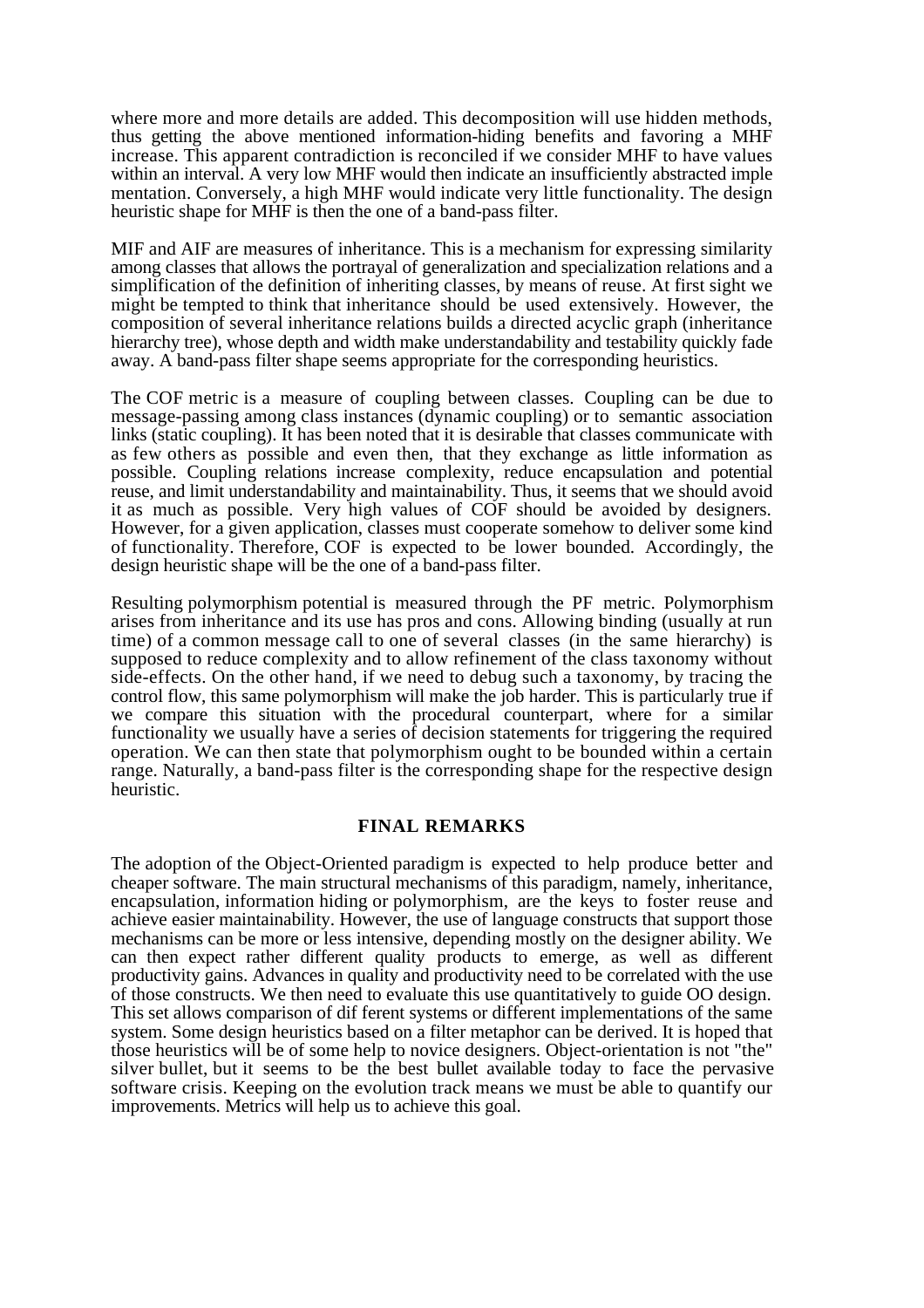where more and more details are added. This decomposition will use hidden methods, thus getting the above mentioned information-hiding benefits and favoring a MHF increase. This apparent contradiction is reconciled if we consider MHF to have values within an interval. A very low MHF would then indicate an insufficiently abstracted imple mentation. Conversely, a high MHF would indicate very little functionality. The design heuristic shape for MHF is then the one of a band-pass filter.

MIF and AIF are measures of inheritance. This is a mechanism for expressing similarity among classes that allows the portrayal of generalization and specialization relations and a simplification of the definition of inheriting classes, by means of reuse. At first sight we might be tempted to think that inheritance should be used extensively. However, the composition of several inheritance relations builds a directed acyclic graph (inheritance hierarchy tree), whose depth and width make understandability and testability quickly fade away. A band-pass filter shape seems appropriate for the corresponding heuristics.

The COF metric is a measure of coupling between classes. Coupling can be due to message-passing among class instances (dynamic coupling) or to semantic association links (static coupling). It has been noted that it is desirable that classes communicate with as few others as possible and even then, that they exchange as little information as possible. Coupling relations increase complexity, reduce encapsulation and potential reuse, and limit understandability and maintainability. Thus, it seems that we should avoid it as much as possible. Very high values of COF should be avoided by designers. However, for a given application, classes must cooperate somehow to deliver some kind of functionality. Therefore, COF is expected to be lower bounded. Accordingly, the design heuristic shape will be the one of a band-pass filter.

Resulting polymorphism potential is measured through the PF metric. Polymorphism arises from inheritance and its use has pros and cons. Allowing binding (usually at run time) of a common message call to one of several classes (in the same hierarchy) is supposed to reduce complexity and to allow refinement of the class taxonomy without side-effects. On the other hand, if we need to debug such a taxonomy, by tracing the control flow, this same polymorphism will make the job harder. This is particularly true if we compare this situation with the procedural counterpart, where for a similar functionality we usually have a series of decision statements for triggering the required operation. We can then state that polymorphism ought to be bounded within a certain range. Naturally, a band-pass filter is the corresponding shape for the respective design heuristic.

## FINAL REMARKS

The adoption of the Object-Oriented paradigm is expected to help produce better and cheaper software. The main structural mechanisms of this paradigm, namely, inheritance, encapsulation, information hiding or polymorphism, are the keys to foster reuse and achieve easier maintainability. However, the use of language constructs that support those mechanisms can be more or less intensive, depending mostly on the designer ability. We can then expect rather different quality products to emerge, as well as different productivity gains. Advances in quality and productivity need to be correlated with the use of those constructs. We then need to evaluate this use quantitatively to guide OO design. This set allows comparison of dif ferent systems or different implementations of the same system. Some design heuristics based on a filter metaphor can be derived. It is hoped that those heuristics will be of some help to novice designers. Object-orientation is not "the" silver bullet, but it seems to be the best bullet available today to face the pervasive software crisis. Keeping on the evolution track means we must be able to quantify our improvements. Metrics will help us to achieve this goal.